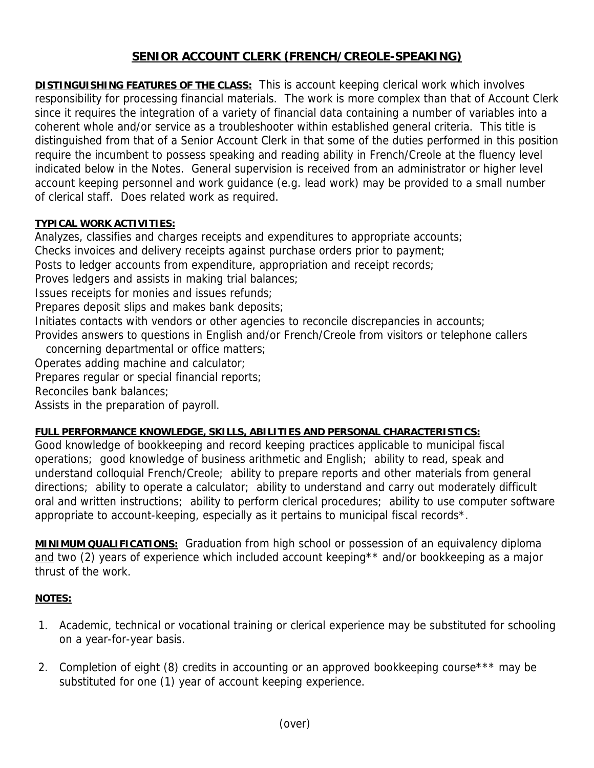# SENIOR ACCOUNT CLERK (FRENCH/CREOLE-SPEAKING)

**DISTINGUISHING FEATURES OF THE CLASS:** This is account keeping clerical work which involves responsibility for processing financial materials. The work is more complex than that of Account Clerk since it requires the integration of a variety of financial data containing a number of variables into a coherent whole and/or service as a troubleshooter within established general criteria. This title is distinguished from that of a Senior Account Clerk in that some of the duties performed in this position require the incumbent to possess speaking and reading ability in French/Creole at the fluency level indicated below in the Notes. General supervision is received from an administrator or higher level account keeping personnel and work guidance (e.g. lead work) may be provided to a small number of clerical staff. Does related work as required.

**TYPICAL WORK ACTIVITIES:**

Analyzes, classifies and charges receipts and expenditures to appropriate accounts;
Checks invoices and delivery receipts against purchase orders prior to payment;
Posts to ledger accounts from expenditure, appropriation and receipt records;
Proves ledgers and assists in making trial balances;
Issues receipts for monies and issues refunds;
Prepares deposit slips and makes bank deposits;
Initiates contacts with vendors or other agencies to reconcile discrepancies in accounts;
Provides answers to questions in English and/or French/Creole from visitors or telephone callers concerning departmental or office matters;
Operates adding machine and calculator;
Prepares regular or special financial reports;
Reconciles bank balances;
Assists in the preparation of payroll.

**FULL PERFORMANCE KNOWLEDGE, SKILLS, ABILITIES AND PERSONAL CHARACTERISTICS:**
Good knowledge of bookkeeping and record keeping practices applicable to municipal fiscal operations; good knowledge of business arithmetic and English; ability to read, speak and understand colloquial French/Creole; ability to prepare reports and other materials from general directions; ability to operate a calculator; ability to understand and carry out moderately difficult oral and written instructions; ability to perform clerical procedures; ability to use computer software appropriate to account-keeping, especially as it pertains to municipal fiscal records*.

**MINIMUM QUALIFICATIONS:** Graduation from high school or possession of an equivalency diploma and two (2) years of experience which included account keeping** and/or bookkeeping as a major thrust of the work.

**NOTES:**

1. Academic, technical or vocational training or clerical experience may be substituted for schooling on a year-for-year basis.

2. Completion of eight (8) credits in accounting or an approved bookkeeping course*** may be substituted for one (1) year of account keeping experience.

(over)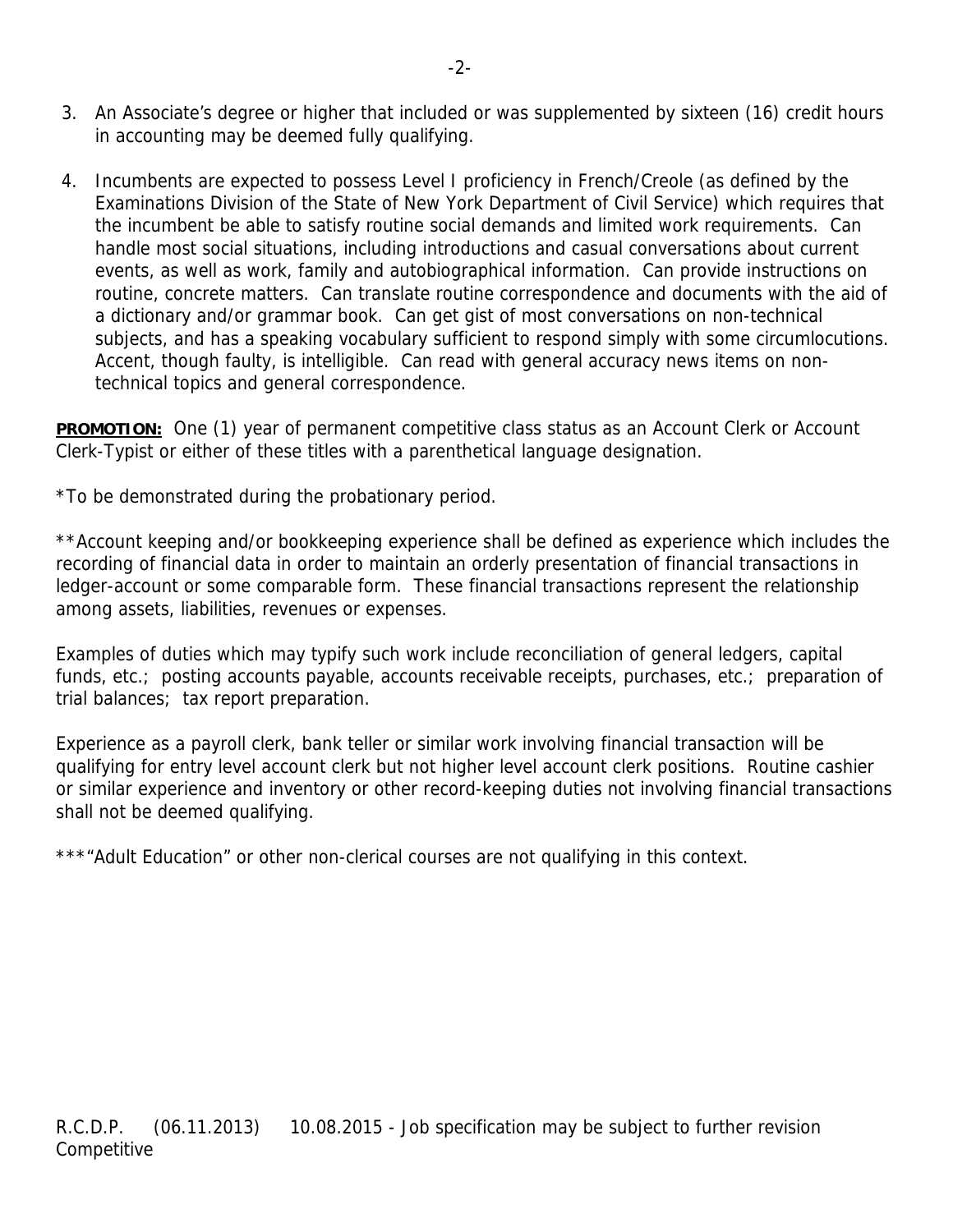3. An Associate's degree or higher that included or was supplemented by sixteen (16) credit hours in accounting may be deemed fully qualifying.

4. Incumbents are expected to possess Level I proficiency in French/Creole (as defined by the Examinations Division of the State of New York Department of Civil Service) which requires that the incumbent be able to satisfy routine social demands and limited work requirements. Can handle most social situations, including introductions and casual conversations about current events, as well as work, family and autobiographical information. Can provide instructions on routine, concrete matters. Can translate routine correspondence and documents with the aid of a dictionary and/or grammar book. Can get gist of most conversations on non-technical subjects, and has a speaking vocabulary sufficient to respond simply with some circumlocutions. Accent, though faulty, is intelligible. Can read with general accuracy news items on non-technical topics and general correspondence.

**PROMOTION:** One (1) year of permanent competitive class status as an Account Clerk or Account Clerk-Typist or either of these titles with a parenthetical language designation.

*To be demonstrated during the probationary period.

**Account keeping and/or bookkeeping experience shall be defined as experience which includes the recording of financial data in order to maintain an orderly presentation of financial transactions in ledger-account or some comparable form. These financial transactions represent the relationship among assets, liabilities, revenues or expenses.

Examples of duties which may typify such work include reconciliation of general ledgers, capital funds, etc.; posting accounts payable, accounts receivable receipts, purchases, etc.; preparation of trial balances; tax report preparation.

Experience as a payroll clerk, bank teller or similar work involving financial transaction will be qualifying for entry level account clerk but not higher level account clerk positions. Routine cashier or similar experience and inventory or other record-keeping duties not involving financial transactions shall not be deemed qualifying.

***"Adult Education" or other non-clerical courses are not qualifying in this context.

R.C.D.P. (06.11.2013) 10.08.2015 - Job specification may be subject to further revision
Competitive